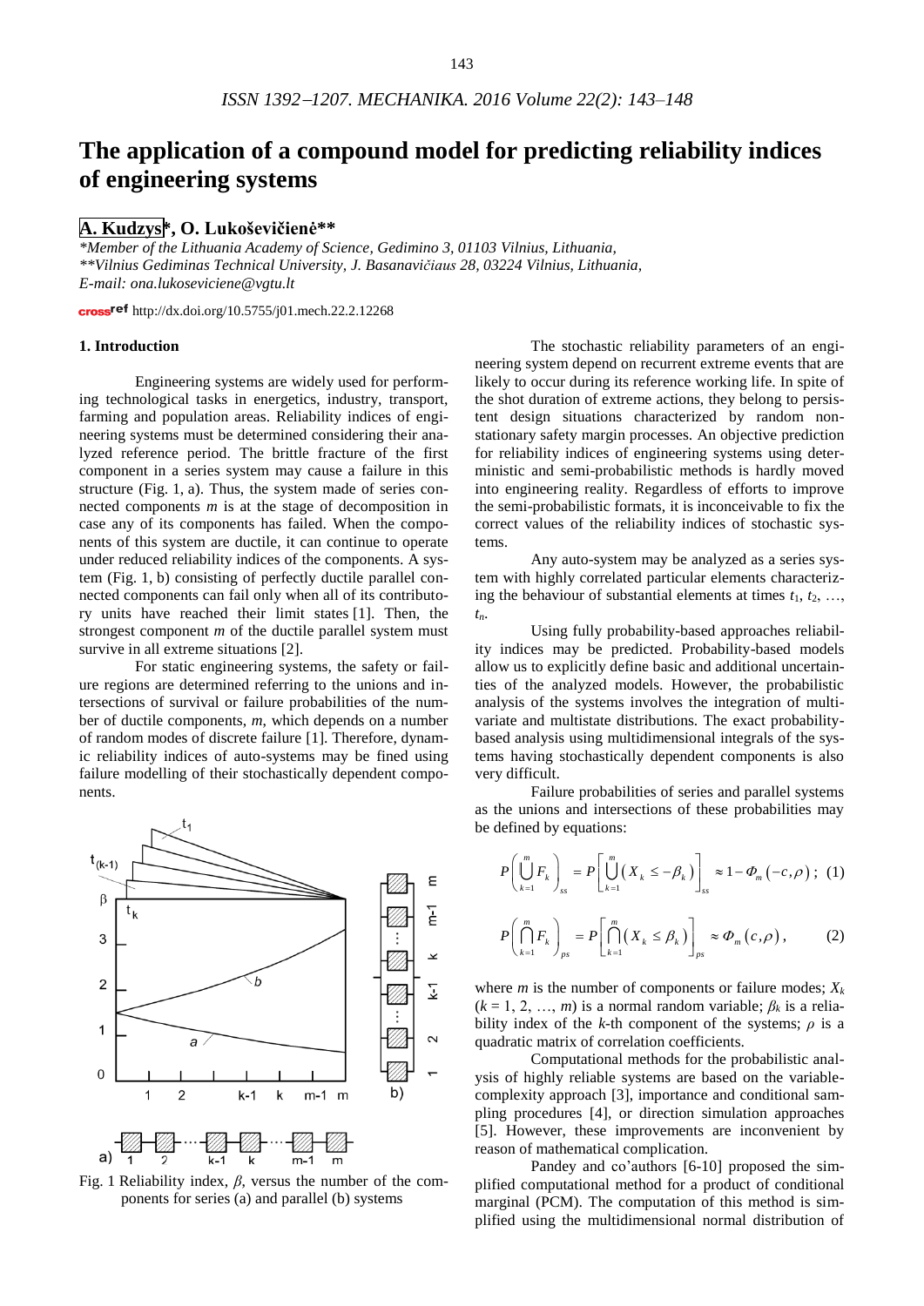# The application of a compound model for predicting reliability indices of engineering systems

**A. Kudzys*, O. Lukoševičienė****

*\*Member of the Lithuania Academy of Science, Gedimino 3, 01103 Vilnius, Lithuania,*
*\*\*Vilnius Gediminas Technical University, J. Basanavičiaus 28, 03224 Vilnius, Lithuania,*
*E-mail: ona.lukoseviciene@vgtu.lt*

http://dx.doi.org/10.5755/j01.mech.22.2.12268

## 1. Introduction

Engineering systems are widely used for performing technological tasks in energetics, industry, transport, farming and population areas. Reliability indices of engineering systems must be determined considering their analyzed reference period. The brittle fracture of the first component in a series system may cause a failure in this structure (Fig. 1, a). Thus, the system made of series connected components $m$ is at the stage of decomposition in case any of its components has failed. When the components of this system are ductile, it can continue to operate under reduced reliability indices of the components. A system (Fig. 1, b) consisting of perfectly ductile parallel connected components can fail only when all of its contributory units have reached their limit states [1]. Then, the strongest component $m$ of the ductile parallel system must survive in all extreme situations [2].

For static engineering systems, the safety or failure regions are determined referring to the unions and intersections of survival or failure probabilities of the number of ductile components, $m$, which depends on a number of random modes of discrete failure [1]. Therefore, dynamic reliability indices of auto-systems may be fined using failure modelling of their stochastically dependent components.

Fig. 1 Reliability index, $\beta$, versus the number of the components for series (a) and parallel (b) systems

The stochastic reliability parameters of an engineering system depend on recurrent extreme events that are likely to occur during its reference working life. In spite of the shot duration of extreme actions, they belong to persistent design situations characterized by random nonstationary safety margin processes. An objective prediction for reliability indices of engineering systems using deterministic and semi-probabilistic methods is hardly moved into engineering reality. Regardless of efforts to improve the semi-probabilistic formats, it is inconceivable to fix the correct values of the reliability indices of stochastic systems.

Any auto-system may be analyzed as a series system with highly correlated particular elements characterizing the behaviour of substantial elements at times $t_1$, $t_2$, …, $t_n$.

Using fully probability-based approaches reliability indices may be predicted. Probability-based models allow us to explicitly define basic and additional uncertainties of the analyzed models. However, the probabilistic analysis of the systems involves the integration of multivariate and multistate distributions. The exact probability-based analysis using multidimensional integrals of the systems having stochastically dependent components is also very difficult.

Failure probabilities of series and parallel systems as the unions and intersections of these probabilities may be defined by equations:

$$P\left(\bigcup_{k=1}^{m} F_k\right)_{ss} = P\left[\bigcup_{k=1}^{m}\left(X_k \le -\beta_k\right)\right]_{ss} \approx 1-\Phi_m\left(-c,\rho\right); \quad (1)$$

$$P\left(\bigcap_{k=1}^{m} F_k\right)_{ps} = P\left[\bigcap_{k=1}^{m}\left(X_k \le \beta_k\right)\right]_{ps} \approx \Phi_m\left(c,\rho\right), \quad (2)$$

where $m$ is the number of components or failure modes; $X_k$ ($k$ = 1, 2, …, $m$) is a normal random variable; $\beta_k$ is a reliability index of the $k$-th component of the systems; $\rho$ is a quadratic matrix of correlation coefficients.

Computational methods for the probabilistic analysis of highly reliable systems are based on the variable-complexity approach [3], importance and conditional sampling procedures [4], or direction simulation approaches [5]. However, these improvements are inconvenient by reason of mathematical complication.

Pandey and co'authors [6-10] proposed the simplified computational method for a product of conditional marginal (PCM). The computation of this method is simplified using the multidimensional normal distribution of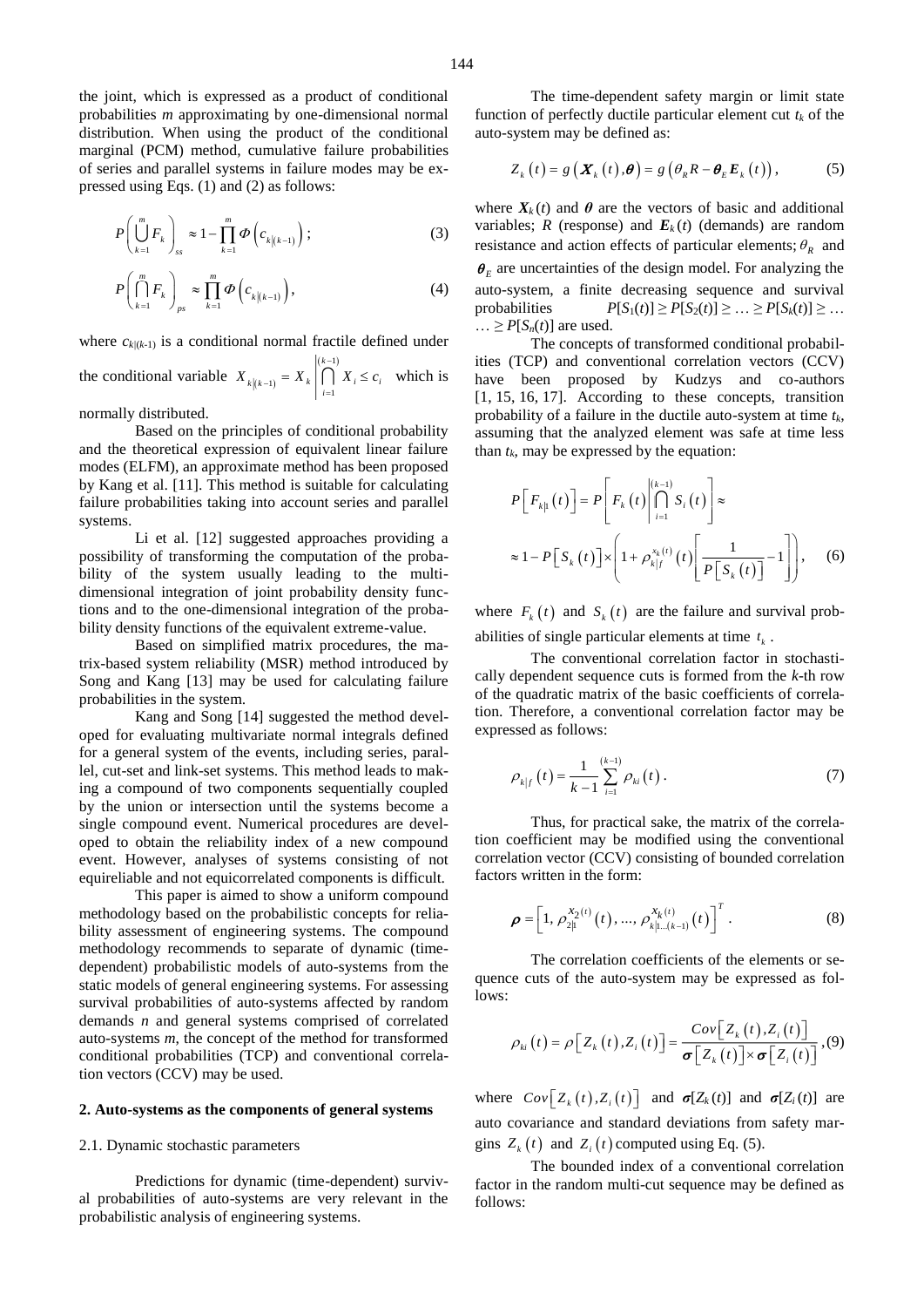the joint, which is expressed as a product of conditional probabilities *m* approximating by one-dimensional normal distribution. When using the product of the conditional marginal (PCM) method, cumulative failure probabilities of series and parallel systems in failure modes may be expressed using Eqs. (1) and (2) as follows:

$$P\left(\bigcup_{k=1}^{m} F_k\right)_{ss} \approx 1 - \prod_{k=1}^{m} \Phi\left(c_{k|(k-1)}\right); \tag{3}$$

$$P\left(\bigcap_{k=1}^{m} F_k\right)_{ps} \approx \prod_{k=1}^{m} \Phi\left(c_{k|(k-1)}\right), \tag{4}$$

where $c_{k|(k-1)}$ is a conditional normal fractile defined under the conditional variable $X_{k|(k-1)} = X_k \left| \bigcap_{i=1}^{(k-1)} X_i \le c_i \right.$ which is normally distributed.

Based on the principles of conditional probability and the theoretical expression of equivalent linear failure modes (ELFM), an approximate method has been proposed by Kang et al. [11]. This method is suitable for calculating failure probabilities taking into account series and parallel systems.

Li et al. [12] suggested approaches providing a possibility of transforming the computation of the probability of the system usually leading to the multi-dimensional integration of joint probability density functions and to the one-dimensional integration of the probability density functions of the equivalent extreme-value.

Based on simplified matrix procedures, the matrix-based system reliability (MSR) method introduced by Song and Kang [13] may be used for calculating failure probabilities in the system.

Kang and Song [14] suggested the method developed for evaluating multivariate normal integrals defined for a general system of the events, including series, parallel, cut-set and link-set systems. This method leads to making a compound of two components sequentially coupled by the union or intersection until the systems become a single compound event. Numerical procedures are developed to obtain the reliability index of a new compound event. However, analyses of systems consisting of not equireliable and not equicorrelated components is difficult.

This paper is aimed to show a uniform compound methodology based on the probabilistic concepts for reliability assessment of engineering systems. The compound methodology recommends to separate of dynamic (time-dependent) probabilistic models of auto-systems from the static models of general engineering systems. For assessing survival probabilities of auto-systems affected by random demands *n* and general systems comprised of correlated auto-systems *m*, the concept of the method for transformed conditional probabilities (TCP) and conventional correlation vectors (CCV) may be used.

## 2. Auto-systems as the components of general systems

### 2.1. Dynamic stochastic parameters

Predictions for dynamic (time-dependent) survival probabilities of auto-systems are very relevant in the probabilistic analysis of engineering systems.

The time-dependent safety margin or limit state function of perfectly ductile particular element cut $t_k$ of the auto-system may be defined as:

$$Z_k(t) = g\left(\boldsymbol{X}_k(t), \boldsymbol{\theta}\right) = g\left(\theta_R R - \boldsymbol{\theta}_E \boldsymbol{E}_k(t)\right), \tag{5}$$

where $\boldsymbol{X}_k(t)$ and $\boldsymbol{\theta}$ are the vectors of basic and additional variables; $R$ (response) and $\boldsymbol{E}_k(t)$ (demands) are random resistance and action effects of particular elements; $\theta_R$ and $\boldsymbol{\theta}_E$ are uncertainties of the design model. For analyzing the auto-system, a finite decreasing sequence and survival probabilities $P[S_1(t)] \ge P[S_2(t)] \ge \ldots \ge P[S_k(t)] \ge \ldots \ldots \ge P[S_n(t)]$ are used.

The concepts of transformed conditional probabilities (TCP) and conventional correlation vectors (CCV) have been proposed by Kudzys and co-authors [1, 15, 16, 17]. According to these concepts, transition probability of a failure in the ductile auto-system at time $t_k$, assuming that the analyzed element was safe at time less than $t_k$, may be expressed by the equation:

$$P\left[F_{k|1}(t)\right] = P\left[F_k(t) \left| \bigcap_{i=1}^{(k-1)} S_i(t) \right.\right] \approx$$

$$\approx 1 - P\left[S_k(t)\right] \times \left(1 + \rho_{k|f}^{x_k(t)}(t)\left[\frac{1}{P\left[S_k(t)\right]} - 1\right]\right), \tag{6}$$

where $F_k(t)$ and $S_k(t)$ are the failure and survival probabilities of single particular elements at time $t_k$.

The conventional correlation factor in stochastically dependent sequence cuts is formed from the *k*-th row of the quadratic matrix of the basic coefficients of correlation. Therefore, a conventional correlation factor may be expressed as follows:

$$\rho_{k|f}(t) = \frac{1}{k-1} \sum_{i=1}^{(k-1)} \rho_{ki}(t). \tag{7}$$

Thus, for practical sake, the matrix of the correlation coefficient may be modified using the conventional correlation vector (CCV) consisting of bounded correlation factors written in the form:

$$\boldsymbol{\rho} = \left[1,\, \rho_{2|1}^{x_2(t)}(t),\, \ldots,\, \rho_{k|1\ldots(k-1)}^{x_k(t)}(t)\right]^T. \tag{8}$$

The correlation coefficients of the elements or sequence cuts of the auto-system may be expressed as follows:

$$\rho_{ki}(t) = \rho\left[Z_k(t), Z_i(t)\right] = \frac{Cov\left[Z_k(t), Z_i(t)\right]}{\boldsymbol{\sigma}\left[Z_k(t)\right] \times \boldsymbol{\sigma}\left[Z_i(t)\right]}, \tag{9}$$

where $Cov\left[Z_k(t), Z_i(t)\right]$ and $\boldsymbol{\sigma}[Z_k(t)]$ and $\boldsymbol{\sigma}[Z_i(t)]$ are auto covariance and standard deviations from safety margins $Z_k(t)$ and $Z_i(t)$ computed using Eq. (5).

The bounded index of a conventional correlation factor in the random multi-cut sequence may be defined as follows: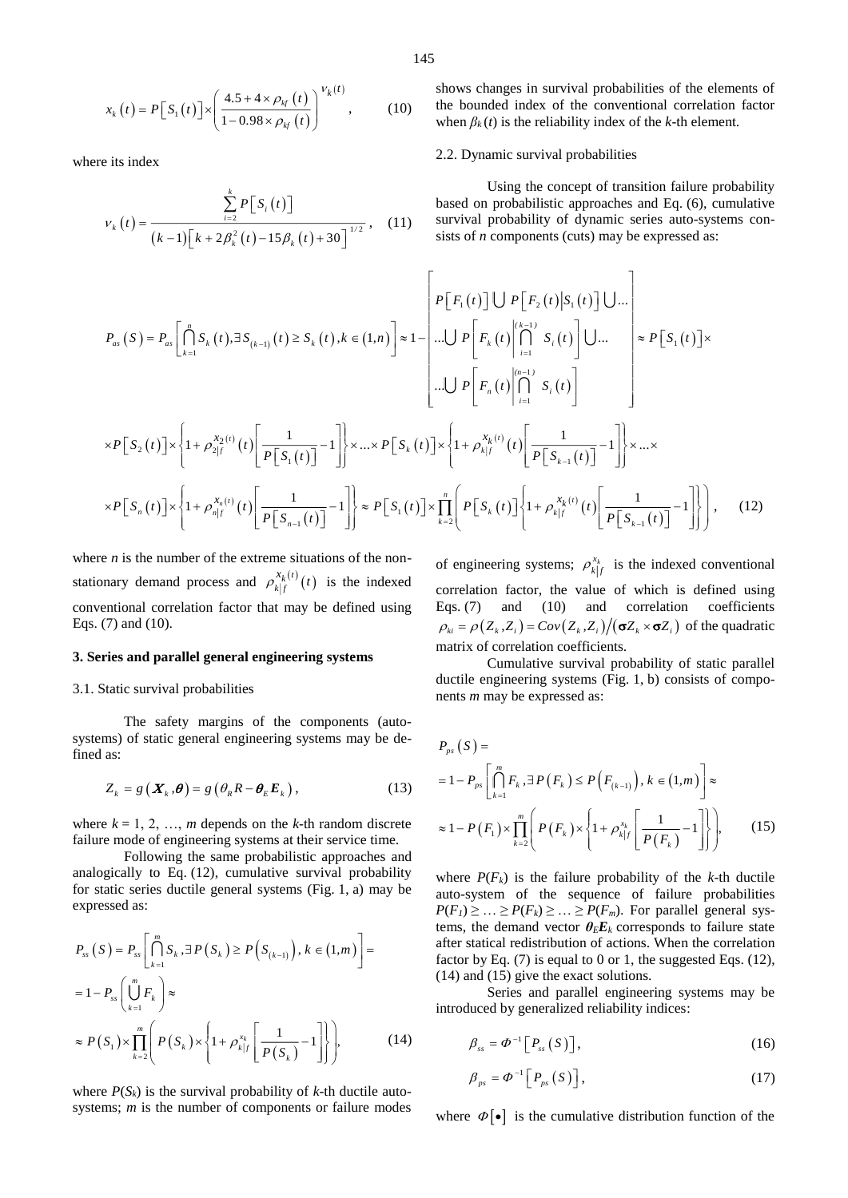$$x_k(t) = P\left[S_1(t)\right] \times \left( \frac{4.5 + 4 \times \rho_{kf}(t)}{1 - 0.98 \times \rho_{kf}(t)} \right)^{\nu_k(t)}, \qquad (10)$$

where its index

$$\nu_k(t) = \frac{\sum_{i=2}^{k} P\left[S_i(t)\right]}{(k-1)\left[k + 2\beta_k^2(t) - 15\beta_k(t) + 30\right]^{1/2}}, \qquad (11)$$

shows changes in survival probabilities of the elements of the bounded index of the conventional correlation factor when $\beta_k(t)$ is the reliability index of the $k$-th element.

### 2.2. Dynamic survival probabilities

Using the concept of transition failure probability based on probabilistic approaches and Eq. (6), cumulative survival probability of dynamic series auto-systems consists of $n$ components (cuts) may be expressed as:

$$P_{as}(S) = P_{as}\left[\bigcap_{k=1}^{n} S_k(t), \exists S_{(k-1)}(t) \geq S_k(t), k \in (1,n)\right] \approx 1 - \begin{bmatrix} P\left[F_1(t)\right] \bigcup P\left[F_2(t) \middle| S_1(t)\right] \bigcup ... \\ ... \bigcup P\left[F_k(t) \middle| \bigcap_{i=1}^{(k-1)} S_i(t)\right] \bigcup ... \\ ... \bigcup P\left[F_n(t) \middle| \bigcap_{i=1}^{(n-1)} S_i(t)\right] \end{bmatrix} \approx P\left[S_1(t)\right] \times$$

$$\times P\left[S_2(t)\right] \times \left\{1 + \rho_{2|f}^{x_2(t)}(t)\left[\frac{1}{P\left[S_1(t)\right]} - 1\right]\right\} \times ... \times P\left[S_k(t)\right] \times \left\{1 + \rho_{k|f}^{x_k(t)}(t)\left[\frac{1}{P\left[S_{k-1}(t)\right]} - 1\right]\right\} \times ... \times$$

$$\times P\left[S_n(t)\right] \times \left\{1 + \rho_{n|f}^{x_n(t)}(t)\left[\frac{1}{P\left[S_{n-1}(t)\right]} - 1\right]\right\} \approx P\left[S_1(t)\right] \times \prod_{k=2}^{n}\left(P\left[S_k(t)\right]\left\{1 + \rho_{k|f}^{x_k(t)}(t)\left[\frac{1}{P\left[S_{k-1}(t)\right]} - 1\right]\right\}\right), \qquad (12)$$

where $n$ is the number of the extreme situations of the non-stationary demand process and $\rho_{k|f}^{x_k(t)}(t)$ is the indexed conventional correlation factor that may be defined using Eqs. (7) and (10).

## 3. Series and parallel general engineering systems

### 3.1. Static survival probabilities

The safety margins of the components (auto-systems) of static general engineering systems may be defined as:

$$Z_k = g\left(\boldsymbol{X}_k, \boldsymbol{\theta}\right) = g\left(\theta_R R - \boldsymbol{\theta}_E \boldsymbol{E}_k\right), \qquad (13)$$

where $k = 1, 2, ..., m$ depends on the $k$-th random discrete failure mode of engineering systems at their service time.

Following the same probabilistic approaches and analogically to Eq. (12), cumulative survival probability for static series ductile general systems (Fig. 1, a) may be expressed as:

$$P_{ss}(S) = P_{ss}\left[\bigcap_{k=1}^{m} S_k, \exists P\left(S_k\right) \geq P\left(S_{(k-1)}\right), k \in (1,m)\right] =$$
$$= 1 - P_{ss}\left(\bigcup_{k=1}^{m} F_k\right) \approx$$
$$\approx P\left(S_1\right) \times \prod_{k=2}^{m}\left(P\left(S_k\right) \times \left\{1 + \rho_{k|f}^{x_k}\left[\frac{1}{P\left(S_k\right)} - 1\right]\right\}\right), \qquad (14)$$

where $P(S_k)$ is the survival probability of $k$-th ductile auto-systems; $m$ is the number of components or failure modes of engineering systems; $\rho_{k|f}^{x_k}$ is the indexed conventional correlation factor, the value of which is defined using Eqs. (7) and (10) and correlation coefficients $\rho_{ki} = \rho\left(Z_k, Z_i\right) = Cov\left(Z_k, Z_i\right) / \left(\boldsymbol{\sigma} Z_k \times \boldsymbol{\sigma} Z_i\right)$ of the quadratic matrix of correlation coefficients.

Cumulative survival probability of static parallel ductile engineering systems (Fig. 1, b) consists of components $m$ may be expressed as:

$$P_{ps}(S) =$$
$$= 1 - P_{ps}\left[\bigcap_{k=1}^{m} F_k, \exists P\left(F_k\right) \leq P\left(F_{(k-1)}\right), k \in (1,m)\right] \approx$$
$$\approx 1 - P\left(F_1\right) \times \prod_{k=2}^{m}\left(P\left(F_k\right) \times \left\{1 + \rho_{k|f}^{x_k}\left[\frac{1}{P\left(F_k\right)} - 1\right]\right\}\right), \qquad (15)$$

where $P(F_k)$ is the failure probability of the $k$-th ductile auto-system of the sequence of failure probabilities $P(F_1) \geq ... \geq P(F_k) \geq ... \geq P(F_m)$. For parallel general systems, the demand vector $\boldsymbol{\theta}_E \boldsymbol{E}_k$ corresponds to failure state after statical redistribution of actions. When the correlation factor by Eq. (7) is equal to 0 or 1, the suggested Eqs. (12), (14) and (15) give the exact solutions.

Series and parallel engineering systems may be introduced by generalized reliability indices:

$$\beta_{ss} = \Phi^{-1}\left[P_{ss}(S)\right], \qquad (16)$$

$$\beta_{ps} = \Phi^{-1}\left[P_{ps}(S)\right], \qquad (17)$$

where $\Phi[\bullet]$ is the cumulative distribution function of the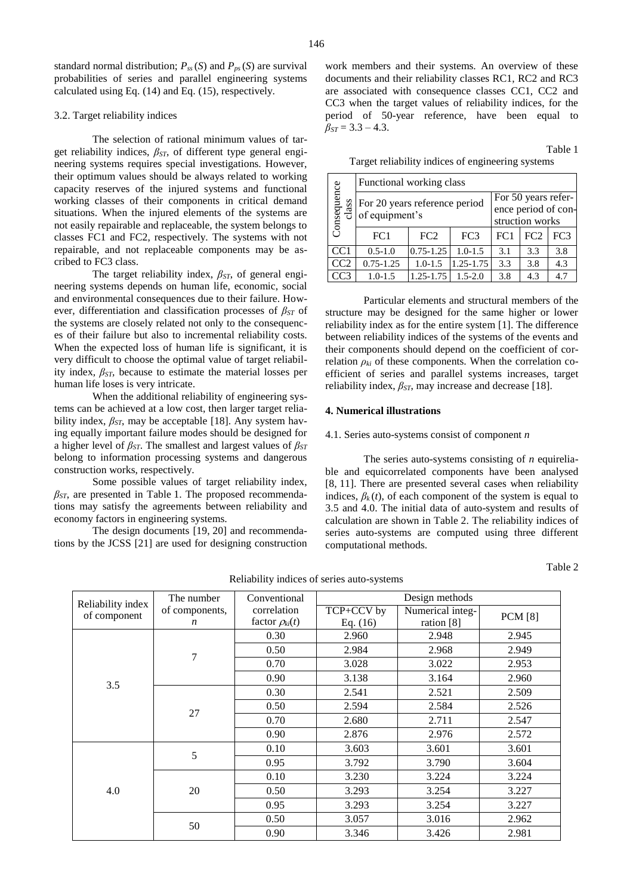standard normal distribution; $P_{ss}(S)$ and $P_{ps}(S)$ are survival probabilities of series and parallel engineering systems calculated using Eq. (14) and Eq. (15), respectively.

### 3.2. Target reliability indices

The selection of rational minimum values of target reliability indices, $\beta_{ST}$, of different type general engineering systems requires special investigations. However, their optimum values should be always related to working capacity reserves of the injured systems and functional working classes of their components in critical demand situations. When the injured elements of the systems are not easily repairable and replaceable, the system belongs to classes FC1 and FC2, respectively. The systems with not repairable, and not replaceable components may be ascribed to FC3 class.

The target reliability index, $\beta_{ST}$, of general engineering systems depends on human life, economic, social and environmental consequences due to their failure. However, differentiation and classification processes of $\beta_{ST}$ of the systems are closely related not only to the consequences of their failure but also to incremental reliability costs. When the expected loss of human life is significant, it is very difficult to choose the optimal value of target reliability index, $\beta_{ST}$, because to estimate the material losses per human life loses is very intricate.

When the additional reliability of engineering systems can be achieved at a low cost, then larger target reliability index, $\beta_{ST}$, may be acceptable [18]. Any system having equally important failure modes should be designed for a higher level of $\beta_{ST}$. The smallest and largest values of $\beta_{ST}$ belong to information processing systems and dangerous construction works, respectively.

Some possible values of target reliability index, $\beta_{ST}$, are presented in Table 1. The proposed recommendations may satisfy the agreements between reliability and economy factors in engineering systems.

The design documents [19, 20] and recommendations by the JCSS [21] are used for designing construction work members and their systems. An overview of these documents and their reliability classes RC1, RC2 and RC3 are associated with consequence classes CC1, CC2 and CC3 when the target values of reliability indices, for the period of 50-year reference, have been equal to $\beta_{ST} = 3.3 - 4.3$.

Table 1

Target reliability indices of engineering systems

| Consequence class | Functional working class | | | | | |
|---|---|---|---|---|---|---|
| | For 20 years reference period of equipment's | | | For 50 years reference period of construction works | | |
| | FC1 | FC2 | FC3 | FC1 | FC2 | FC3 |
| CC1 | 0.5-1.0 | 0.75-1.25 | 1.0-1.5 | 3.1 | 3.3 | 3.8 |
| CC2 | 0.75-1.25 | 1.0-1.5 | 1.25-1.75 | 3.3 | 3.8 | 4.3 |
| CC3 | 1.0-1.5 | 1.25-1.75 | 1.5-2.0 | 3.8 | 4.3 | 4.7 |

Particular elements and structural members of the structure may be designed for the same higher or lower reliability index as for the entire system [1]. The difference between reliability indices of the systems of the events and their components should depend on the coefficient of correlation $\rho_{ki}$ of these components. When the correlation coefficient of series and parallel systems increases, target reliability index, $\beta_{ST}$, may increase and decrease [18].

## 4. Numerical illustrations

### 4.1. Series auto-systems consist of component *n*

The series auto-systems consisting of *n* equireliable and equicorrelated components have been analysed [8, 11]. There are presented several cases when reliability indices, $\beta_k(t)$, of each component of the system is equal to 3.5 and 4.0. The initial data of auto-system and results of calculation are shown in Table 2. The reliability indices of series auto-systems are computed using three different computational methods.

Table 2

Reliability indices of series auto-systems

| Reliability index of component | The number of components, *n* | Conventional correlation factor $\rho_{ki}(t)$ | Design methods | | |
|---|---|---|---|---|---|
| | | | TCP+CCV by Eq. (16) | Numerical integration [8] | PCM [8] |
| 3.5 | 7 | 0.30 | 2.960 | 2.948 | 2.945 |
| | | 0.50 | 2.984 | 2.968 | 2.949 |
| | | 0.70 | 3.028 | 3.022 | 2.953 |
| | | 0.90 | 3.138 | 3.164 | 2.960 |
| | 27 | 0.30 | 2.541 | 2.521 | 2.509 |
| | | 0.50 | 2.594 | 2.584 | 2.526 |
| | | 0.70 | 2.680 | 2.711 | 2.547 |
| | | 0.90 | 2.876 | 2.976 | 2.572 |
| 4.0 | 5 | 0.10 | 3.603 | 3.601 | 3.601 |
| | | 0.95 | 3.792 | 3.790 | 3.604 |
| | 20 | 0.10 | 3.230 | 3.224 | 3.224 |
| | | 0.50 | 3.293 | 3.254 | 3.227 |
| | | 0.95 | 3.293 | 3.254 | 3.227 |
| | 50 | 0.50 | 3.057 | 3.016 | 2.962 |
| | | 0.90 | 3.346 | 3.426 | 2.981 |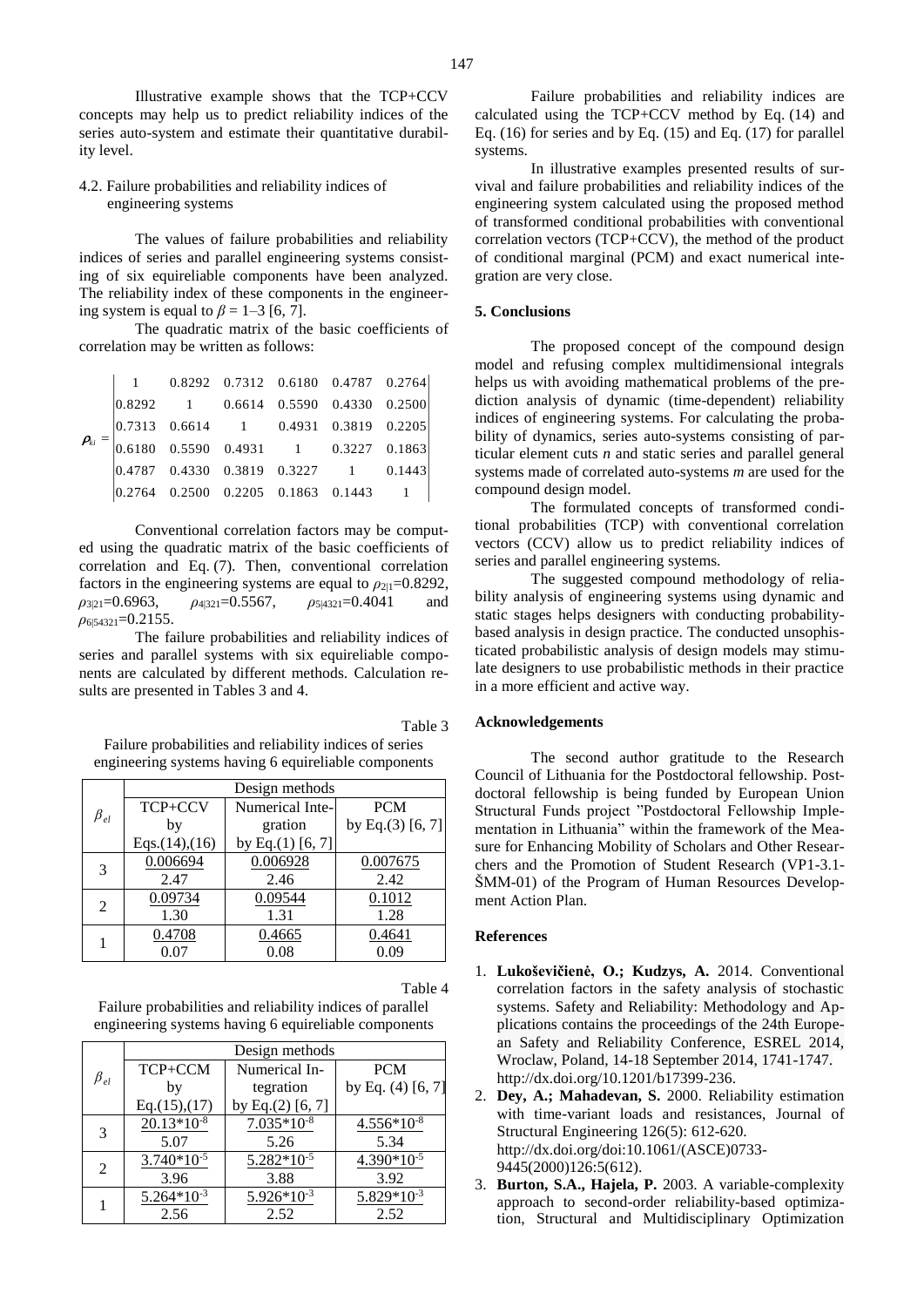Illustrative example shows that the TCP+CCV concepts may help us to predict reliability indices of the series auto-system and estimate their quantitative durability level.

### 4.2. Failure probabilities and reliability indices of engineering systems

The values of failure probabilities and reliability indices of series and parallel engineering systems consisting of six equireliable components have been analyzed. The reliability index of these components in the engineering system is equal to $\beta = 1\text{–}3$ [6, 7].

The quadratic matrix of the basic coefficients of correlation may be written as follows:

$$\boldsymbol{\rho}_{ki} = \begin{vmatrix} 1 & 0.8292 & 0.7312 & 0.6180 & 0.4787 & 0.2764 \\ 0.8292 & 1 & 0.6614 & 0.5590 & 0.4330 & 0.2500 \\ 0.7313 & 0.6614 & 1 & 0.4931 & 0.3819 & 0.2205 \\ 0.6180 & 0.5590 & 0.4931 & 1 & 0.3227 & 0.1863 \\ 0.4787 & 0.4330 & 0.3819 & 0.3227 & 1 & 0.1443 \\ 0.2764 & 0.2500 & 0.2205 & 0.1863 & 0.1443 & 1 \end{vmatrix}$$

Conventional correlation factors may be computed using the quadratic matrix of the basic coefficients of correlation and Eq. (7). Then, conventional correlation factors in the engineering systems are equal to $\rho_{2|1}=0.8292$, $\rho_{3|21}=0.6963$, $\rho_{4|321}=0.5567$, $\rho_{5|4321}=0.4041$ and $\rho_{6|54321}=0.2155$.

The failure probabilities and reliability indices of series and parallel systems with six equireliable components are calculated by different methods. Calculation results are presented in Tables 3 and 4.

Table 3

Failure probabilities and reliability indices of series engineering systems having 6 equireliable components

| $\beta_{el}$ | Design methods | | |
|---|---|---|---|
| | TCP+CCV by Eqs.(14),(16) | Numerical Integration by Eq.(1) [6, 7] | PCM by Eq.(3) [6, 7] |
| 3 | 0.006694<br>2.47 | 0.006928<br>2.46 | 0.007675<br>2.42 |
| 2 | 0.09734<br>1.30 | 0.09544<br>1.31 | 0.1012<br>1.28 |
| 1 | 0.4708<br>0.07 | 0.4665<br>0.08 | 0.4641<br>0.09 |

Table 4

Failure probabilities and reliability indices of parallel engineering systems having 6 equireliable components

| $\beta_{el}$ | Design methods | | |
|---|---|---|---|
| | TCP+CCM by Eq.(15),(17) | Numerical Integration by Eq.(2) [6, 7] | PCM by Eq. (4) [6, 7] |
| 3 | $20.13 \cdot 10^{-8}$<br>5.07 | $7.035 \cdot 10^{-8}$<br>5.26 | $4.556 \cdot 10^{-8}$<br>5.34 |
| 2 | $3.740 \cdot 10^{-5}$<br>3.96 | $5.282 \cdot 10^{-5}$<br>3.88 | $4.390 \cdot 10^{-5}$<br>3.92 |
| 1 | $5.264 \cdot 10^{-3}$<br>2.56 | $5.926 \cdot 10^{-3}$<br>2.52 | $5.829 \cdot 10^{-3}$<br>2.52 |

Failure probabilities and reliability indices are calculated using the TCP+CCV method by Eq. (14) and Eq. (16) for series and by Eq. (15) and Eq. (17) for parallel systems.

In illustrative examples presented results of survival and failure probabilities and reliability indices of the engineering system calculated using the proposed method of transformed conditional probabilities with conventional correlation vectors (TCP+CCV), the method of the product of conditional marginal (PCM) and exact numerical integration are very close.

## 5. Conclusions

The proposed concept of the compound design model and refusing complex multidimensional integrals helps us with avoiding mathematical problems of the prediction analysis of dynamic (time-dependent) reliability indices of engineering systems. For calculating the probability of dynamics, series auto-systems consisting of particular element cuts *n* and static series and parallel general systems made of correlated auto-systems *m* are used for the compound design model.

The formulated concepts of transformed conditional probabilities (TCP) with conventional correlation vectors (CCV) allow us to predict reliability indices of series and parallel engineering systems.

The suggested compound methodology of reliability analysis of engineering systems using dynamic and static stages helps designers with conducting probability-based analysis in design practice. The conducted unsophisticated probabilistic analysis of design models may stimulate designers to use probabilistic methods in their practice in a more efficient and active way.

## Acknowledgements

The second author gratitude to the Research Council of Lithuania for the Postdoctoral fellowship. Postdoctoral fellowship is being funded by European Union Structural Funds project "Postdoctoral Fellowship Implementation in Lithuania" within the framework of the Measure for Enhancing Mobility of Scholars and Other Researchers and the Promotion of Student Research (VP1-3.1-ŠMM-01) of the Program of Human Resources Development Action Plan.

## References

1. **Lukoševičienė, O.; Kudzys, A.** 2014. Conventional correlation factors in the safety analysis of stochastic systems. Safety and Reliability: Methodology and Applications contains the proceedings of the 24th European Safety and Reliability Conference, ESREL 2014, Wroclaw, Poland, 14-18 September 2014, 1741-1747. http://dx.doi.org/10.1201/b17399-236.
2. **Dey, A.; Mahadevan, S.** 2000. Reliability estimation with time-variant loads and resistances, Journal of Structural Engineering 126(5): 612-620. http://dx.doi.org/doi:10.1061/(ASCE)0733-9445(2000)126:5(612).
3. **Burton, S.A., Hajela, P.** 2003. A variable-complexity approach to second-order reliability-based optimization, Structural and Multidisciplinary Optimization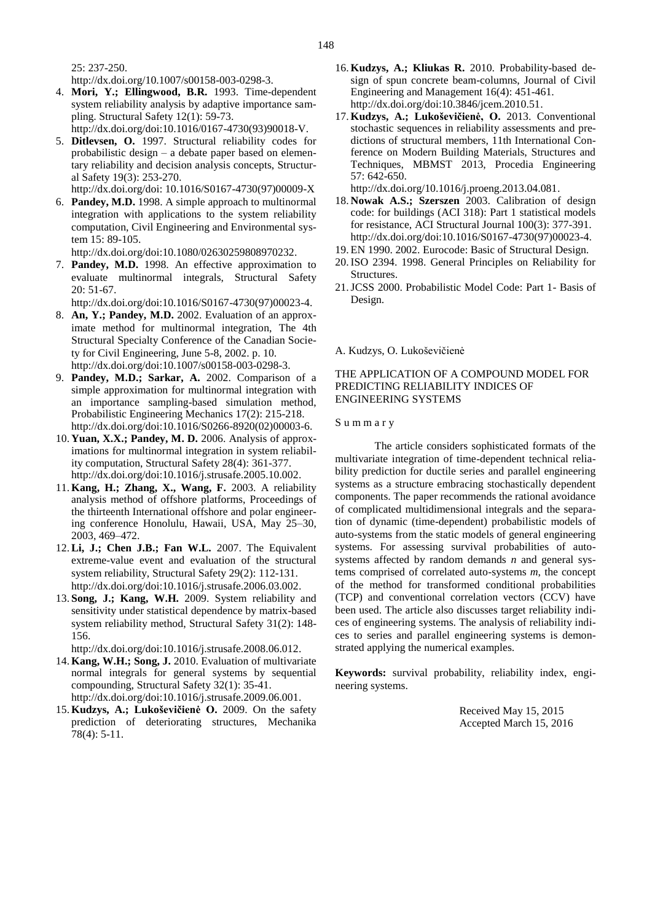25: 237-250. http://dx.doi.org/10.1007/s00158-003-0298-3.

4. **Mori, Y.; Ellingwood, B.R.** 1993. Time-dependent system reliability analysis by adaptive importance sampling. Structural Safety 12(1): 59-73. http://dx.doi.org/doi:10.1016/0167-4730(93)90018-V.
5. **Ditlevsen, O.** 1997. Structural reliability codes for probabilistic design – a debate paper based on elementary reliability and decision analysis concepts, Structural Safety 19(3): 253-270. http://dx.doi.org/doi: 10.1016/S0167-4730(97)00009-X
6. **Pandey, M.D.** 1998. A simple approach to multinormal integration with applications to the system reliability computation, Civil Engineering and Environmental system 15: 89-105. http://dx.doi.org/doi:10.1080/02630259808970232.
7. **Pandey, M.D.** 1998. An effective approximation to evaluate multinormal integrals, Structural Safety 20: 51-67. http://dx.doi.org/doi:10.1016/S0167-4730(97)00023-4.
8. **An, Y.; Pandey, M.D.** 2002. Evaluation of an approximate method for multinormal integration, The 4th Structural Specialty Conference of the Canadian Society for Civil Engineering, June 5-8, 2002. p. 10. http://dx.doi.org/doi:10.1007/s00158-003-0298-3.
9. **Pandey, M.D.; Sarkar, A.** 2002. Comparison of a simple approximation for multinormal integration with an importance sampling-based simulation method, Probabilistic Engineering Mechanics 17(2): 215-218. http://dx.doi.org/doi:10.1016/S0266-8920(02)00003-6.
10. **Yuan, X.X.; Pandey, M. D.** 2006. Analysis of approximations for multinormal integration in system reliability computation, Structural Safety 28(4): 361-377. http://dx.doi.org/doi:10.1016/j.strusafe.2005.10.002.
11. **Kang, H.; Zhang, X., Wang, F.** 2003. A reliability analysis method of offshore platforms, Proceedings of the thirteenth International offshore and polar engineering conference Honolulu, Hawaii, USA, May 25–30, 2003, 469–472.
12. **Li, J.; Chen J.B.; Fan W.L.** 2007. The Equivalent extreme-value event and evaluation of the structural system reliability, Structural Safety 29(2): 112-131. http://dx.doi.org/doi:10.1016/j.strusafe.2006.03.002.
13. **Song, J.; Kang, W.H.** 2009. System reliability and sensitivity under statistical dependence by matrix-based system reliability method, Structural Safety 31(2): 148-156. http://dx.doi.org/doi:10.1016/j.strusafe.2008.06.012.
14. **Kang, W.H.; Song, J.** 2010. Evaluation of multivariate normal integrals for general systems by sequential compounding, Structural Safety 32(1): 35-41. http://dx.doi.org/doi:10.1016/j.strusafe.2009.06.001.
15. **Kudzys, A.; Lukoševičienė O.** 2009. On the safety prediction of deteriorating structures, Mechanika 78(4): 5-11.
16. **Kudzys, A.; Kliukas R.** 2010. Probability-based design of spun concrete beam-columns, Journal of Civil Engineering and Management 16(4): 451-461. http://dx.doi.org/doi:10.3846/jcem.2010.51.
17. **Kudzys, A.; Lukoševičienė, O.** 2013. Conventional stochastic sequences in reliability assessments and predictions of structural members, 11th International Conference on Modern Building Materials, Structures and Techniques, MBMST 2013, Procedia Engineering 57: 642-650. http://dx.doi.org/10.1016/j.proeng.2013.04.081.
18. **Nowak A.S.; Szerszen** 2003. Calibration of design code: for buildings (ACI 318): Part 1 statistical models for resistance, ACI Structural Journal 100(3): 377-391. http://dx.doi.org/doi:10.1016/S0167-4730(97)00023-4.
19. EN 1990. 2002. Eurocode: Basic of Structural Design.
20. ISO 2394. 1998. General Principles on Reliability for Structures.
21. JCSS 2000. Probabilistic Model Code: Part 1- Basis of Design.

A. Kudzys, O. Lukoševičienė

THE APPLICATION OF A COMPOUND MODEL FOR PREDICTING RELIABILITY INDICES OF ENGINEERING SYSTEMS

S u m m a r y

The article considers sophisticated formats of the multivariate integration of time-dependent technical reliability prediction for ductile series and parallel engineering systems as a structure embracing stochastically dependent components. The paper recommends the rational avoidance of complicated multidimensional integrals and the separation of dynamic (time-dependent) probabilistic models of auto-systems from the static models of general engineering systems. For assessing survival probabilities of auto-systems affected by random demands $n$ and general systems comprised of correlated auto-systems $m$, the concept of the method for transformed conditional probabilities (TCP) and conventional correlation vectors (CCV) have been used. The article also discusses target reliability indices of engineering systems. The analysis of reliability indices to series and parallel engineering systems is demonstrated applying the numerical examples.

**Keywords:** survival probability, reliability index, engineering systems.

Received May 15, 2015
Accepted March 15, 2016